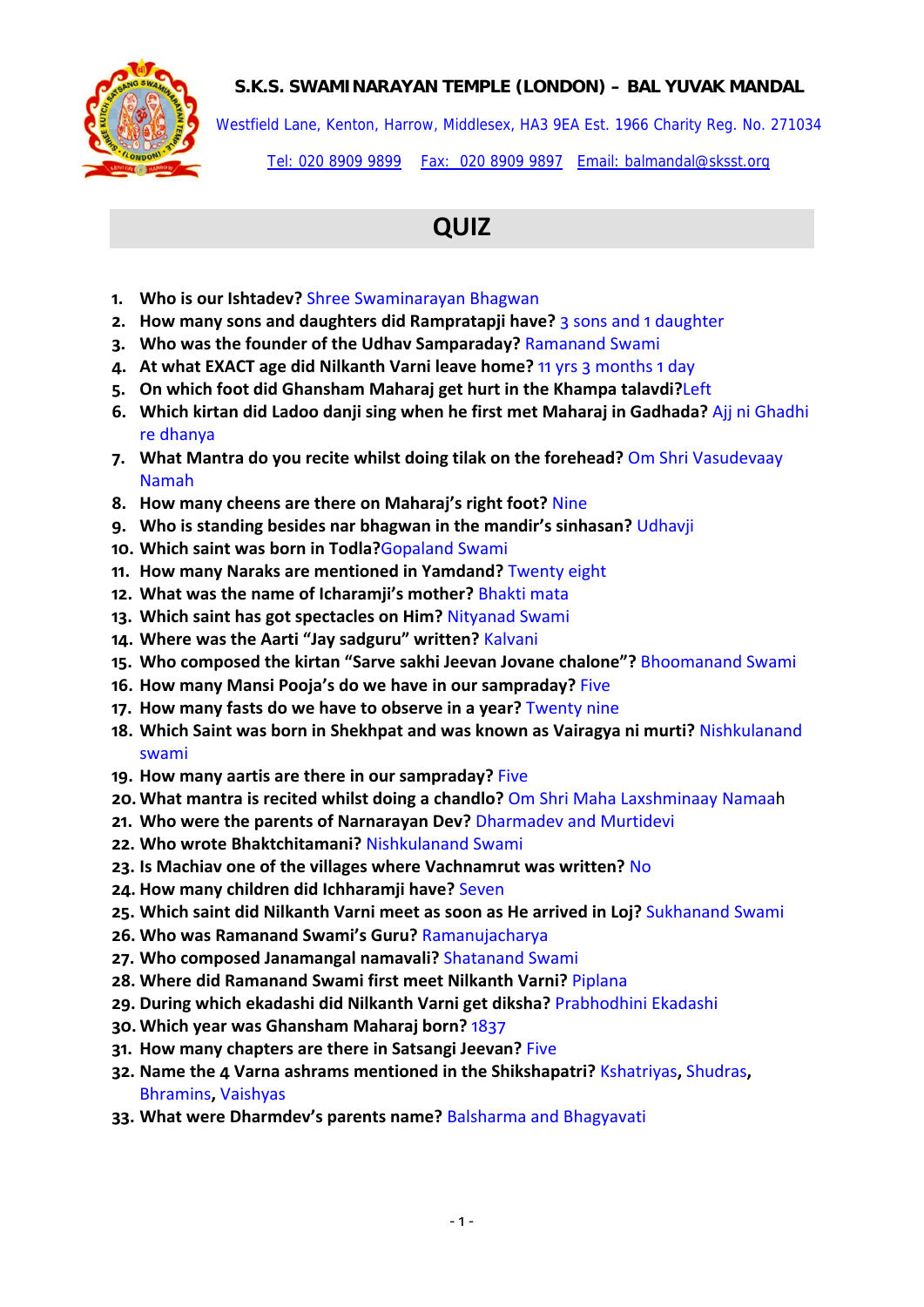**S.K.S. SWAMINARAYAN TEMPLE (LONDON) – BAL YUVAK MANDAL**

Westfield Lane, Kenton, Harrow, Middlesex, HA3 9EA Est. 1966 Charity Reg. No. 271034

Tel: 020 8909 9899 Fax: 020 8909 9897 Email: balmandal@sksst.org

# QUIZ

1. **Who is our Ishtadev?** Shree Swaminarayan Bhagwan
2. **How many sons and daughters did Rampratapji have?** 3 sons and 1 daughter
3. **Who was the founder of the Udhav Samparaday?** Ramanand Swami
4. **At what EXACT age did Nilkanth Varni leave home?** 11 yrs 3 months 1 day
5. **On which foot did Ghansham Maharaj get hurt in the Khampa talavdi?** Left
6. **Which kirtan did Ladoo danji sing when he first met Maharaj in Gadhada?** Ajj ni Ghadhi re dhanya
7. **What Mantra do you recite whilst doing tilak on the forehead?** Om Shri Vasudevaay Namah
8. **How many cheens are there on Maharaj's right foot?** Nine
9. **Who is standing besides nar bhagwan in the mandir's sinhasan?** Udhavji
10. **Which saint was born in Todla?** Gopaland Swami
11. **How many Naraks are mentioned in Yamdand?** Twenty eight
12. **What was the name of Icharamji's mother?** Bhakti mata
13. **Which saint has got spectacles on Him?** Nityanad Swami
14. **Where was the Aarti "Jay sadguru" written?** Kalvani
15. **Who composed the kirtan "Sarve sakhi Jeevan Jovane chalone"?** Bhoomanand Swami
16. **How many Mansi Pooja's do we have in our sampraday?** Five
17. **How many fasts do we have to observe in a year?** Twenty nine
18. **Which Saint was born in Shekhpat and was known as Vairagya ni murti?** Nishkulanand swami
19. **How many aartis are there in our sampraday?** Five
20. **What mantra is recited whilst doing a chandlo?** Om Shri Maha Laxshminaay Namaah
21. **Who were the parents of Narnarayan Dev?** Dharmadev and Murtidevi
22. **Who wrote Bhaktchitamani?** Nishkulanand Swami
23. **Is Machiav one of the villages where Vachnamrut was written?** No
24. **How many children did Ichharamji have?** Seven
25. **Which saint did Nilkanth Varni meet as soon as He arrived in Loj?** Sukhanand Swami
26. **Who was Ramanand Swami's Guru?** Ramanujacharya
27. **Who composed Janamangal namavali?** Shatanand Swami
28. **Where did Ramanand Swami first meet Nilkanth Varni?** Piplana
29. **During which ekadashi did Nilkanth Varni get diksha?** Prabhodhini Ekadashi
30. **Which year was Ghansham Maharaj born?** 1837
31. **How many chapters are there in Satsangi Jeevan?** Five
32. **Name the 4 Varna ashrams mentioned in the Shikshapatri?** Kshatriyas, Shudras, Bhramins, Vaishyas
33. **What were Dharmdev's parents name?** Balsharma and Bhagyavati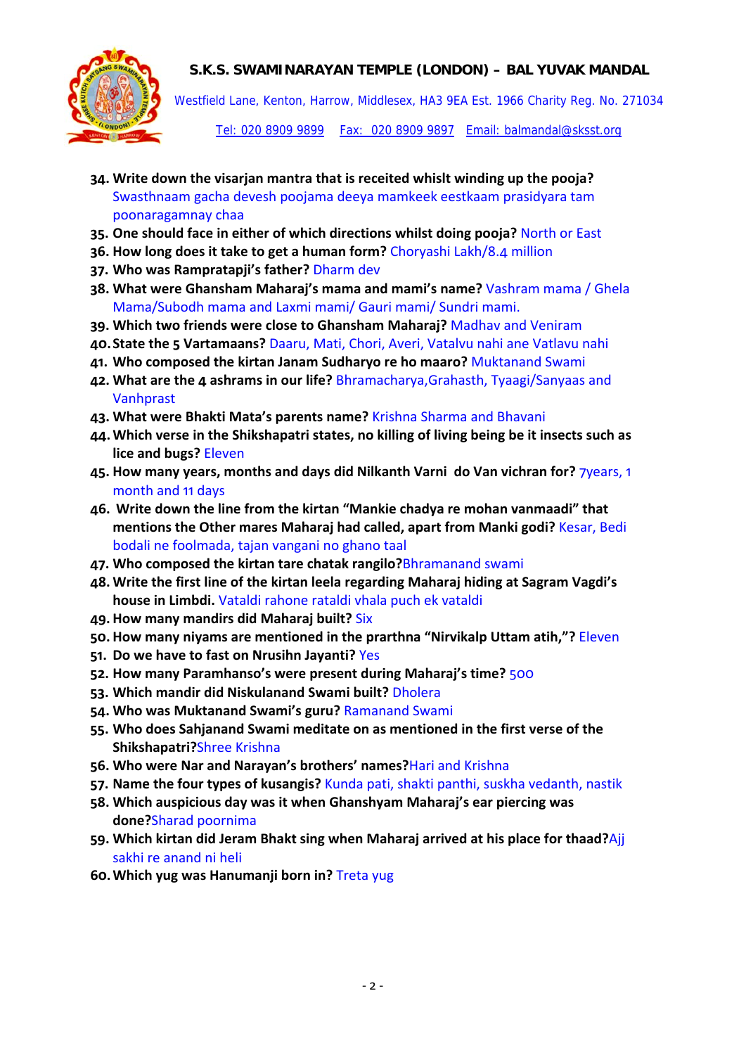**S.K.S. SWAMINARAYAN TEMPLE (LONDON) – BAL YUVAK MANDAL**

Westfield Lane, Kenton, Harrow, Middlesex, HA3 9EA Est. 1966 Charity Reg. No. 271034

Tel: 020 8909 9899 Fax: 020 8909 9897 Email: balmandal@sksst.org

34. **Write down the visarjan mantra that is receited whislt winding up the pooja?** Swasthnaam gacha devesh poojama deeya mamkeek eestkaam prasidyara tam poonaragamnay chaa
35. **One should face in either of which directions whilst doing pooja?** North or East
36. **How long does it take to get a human form?** Choryashi Lakh/8.4 million
37. **Who was Rampratapji's father?** Dharm dev
38. **What were Ghansham Maharaj's mama and mami's name?** Vashram mama / Ghela Mama/Subodh mama and Laxmi mami/ Gauri mami/ Sundri mami.
39. **Which two friends were close to Ghansham Maharaj?** Madhav and Veniram
40. **State the 5 Vartamaans?** Daaru, Mati, Chori, Averi, Vatalvu nahi ane Vatlavu nahi
41. **Who composed the kirtan Janam Sudharyo re ho maaro?** Muktanand Swami
42. **What are the 4 ashrams in our life?** Bhramacharya,Grahasth, Tyaagi/Sanyaas and Vanhprast
43. **What were Bhakti Mata's parents name?** Krishna Sharma and Bhavani
44. **Which verse in the Shikshapatri states, no killing of living being be it insects such as lice and bugs?** Eleven
45. **How many years, months and days did Nilkanth Varni do Van vichran for?** 7years, 1 month and 11 days
46. **Write down the line from the kirtan "Mankie chadya re mohan vanmaadi" that mentions the Other mares Maharaj had called, apart from Manki godi?** Kesar, Bedi bodali ne foolmada, tajan vangani no ghano taal
47. **Who composed the kirtan tare chatak rangilo?**Bhramanand swami
48. **Write the first line of the kirtan leela regarding Maharaj hiding at Sagram Vagdi's house in Limbdi.** Vataldi rahone rataldi vhala puch ek vataldi
49. **How many mandirs did Maharaj built?** Six
50. **How many niyams are mentioned in the prarthna "Nirvikalp Uttam atih,"?** Eleven
51. **Do we have to fast on Nrusihn Jayanti?** Yes
52. **How many Paramhanso's were present during Maharaj's time?** 500
53. **Which mandir did Niskulanand Swami built?** Dholera
54. **Who was Muktanand Swami's guru?** Ramanand Swami
55. **Who does Sahjanand Swami meditate on as mentioned in the first verse of the Shikshapatri?**Shree Krishna
56. **Who were Nar and Narayan's brothers' names?**Hari and Krishna
57. **Name the four types of kusangis?** Kunda pati, shakti panthi, suskha vedanth, nastik
58. **Which auspicious day was it when Ghanshyam Maharaj's ear piercing was done?**Sharad poornima
59. **Which kirtan did Jeram Bhakt sing when Maharaj arrived at his place for thaad?**Ajj sakhi re anand ni heli
60. **Which yug was Hanumanji born in?** Treta yug